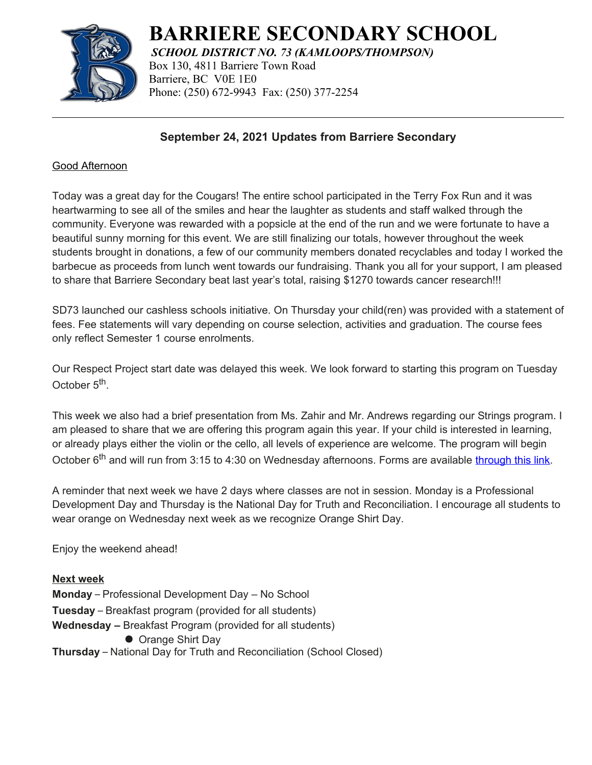# BARRIERE SECONDARY SCHOOL

***SCHOOL DISTRICT NO. 73 (KAMLOOPS/THOMPSON)***

Box 130, 4811 Barriere Town Road
Barriere, BC V0E 1E0
Phone: (250) 672-9943 Fax: (250) 377-2254

---

## September 24, 2021 Updates from Barriere Secondary

Good Afternoon

Today was a great day for the Cougars! The entire school participated in the Terry Fox Run and it was heartwarming to see all of the smiles and hear the laughter as students and staff walked through the community. Everyone was rewarded with a popsicle at the end of the run and we were fortunate to have a beautiful sunny morning for this event. We are still finalizing our totals, however throughout the week students brought in donations, a few of our community members donated recyclables and today I worked the barbecue as proceeds from lunch went towards our fundraising. Thank you all for your support, I am pleased to share that Barriere Secondary beat last year's total, raising $1270 towards cancer research!!!

SD73 launched our cashless schools initiative. On Thursday your child(ren) was provided with a statement of fees. Fee statements will vary depending on course selection, activities and graduation. The course fees only reflect Semester 1 course enrolments.

Our Respect Project start date was delayed this week. We look forward to starting this program on Tuesday October 5th.

This week we also had a brief presentation from Ms. Zahir and Mr. Andrews regarding our Strings program. I am pleased to share that we are offering this program again this year. If your child is interested in learning, or already plays either the violin or the cello, all levels of experience are welcome. The program will begin October 6th and will run from 3:15 to 4:30 on Wednesday afternoons. Forms are available through this link.

A reminder that next week we have 2 days where classes are not in session. Monday is a Professional Development Day and Thursday is the National Day for Truth and Reconciliation. I encourage all students to wear orange on Wednesday next week as we recognize Orange Shirt Day.

Enjoy the weekend ahead!

**Next week**

**Monday** – Professional Development Day – No School
**Tuesday** – Breakfast program (provided for all students)
**Wednesday –** Breakfast Program (provided for all students)

- Orange Shirt Day

**Thursday** – National Day for Truth and Reconciliation (School Closed)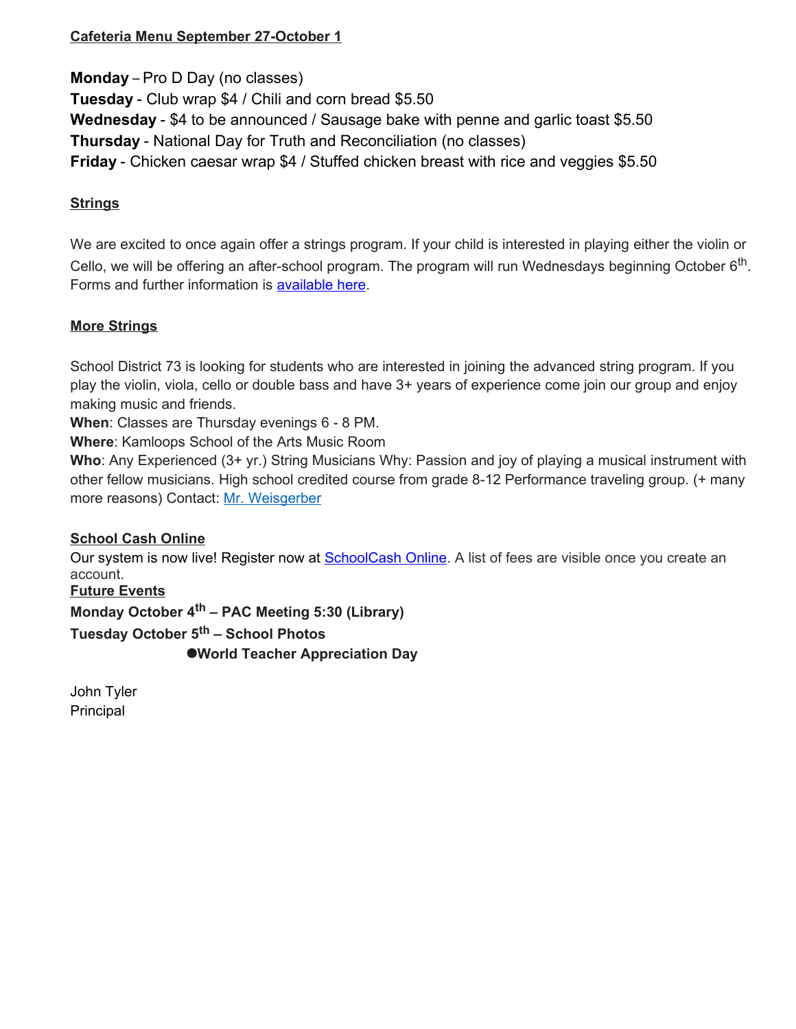**Cafeteria Menu September 27-October 1**

**Monday** – Pro D Day (no classes)
**Tuesday** - Club wrap $4 / Chili and corn bread $5.50
**Wednesday** - $4 to be announced / Sausage bake with penne and garlic toast $5.50
**Thursday** - National Day for Truth and Reconciliation (no classes)
**Friday** - Chicken caesar wrap $4 / Stuffed chicken breast with rice and veggies $5.50

**Strings**

We are excited to once again offer a strings program. If your child is interested in playing either the violin or Cello, we will be offering an after-school program. The program will run Wednesdays beginning October 6th. Forms and further information is available here.

**More Strings**

School District 73 is looking for students who are interested in joining the advanced string program. If you play the violin, viola, cello or double bass and have 3+ years of experience come join our group and enjoy making music and friends.
**When**: Classes are Thursday evenings 6 - 8 PM.
**Where**: Kamloops School of the Arts Music Room
**Who**: Any Experienced (3+ yr.) String Musicians Why: Passion and joy of playing a musical instrument with other fellow musicians. High school credited course from grade 8-12 Performance traveling group. (+ many more reasons) Contact: Mr. Weisgerber

**School Cash Online**
Our system is now live! Register now at SchoolCash Online. A list of fees are visible once you create an account.
**Future Events**
**Monday October 4th – PAC Meeting 5:30 (Library)**
**Tuesday October 5th – School Photos**
- **World Teacher Appreciation Day**

John Tyler
Principal